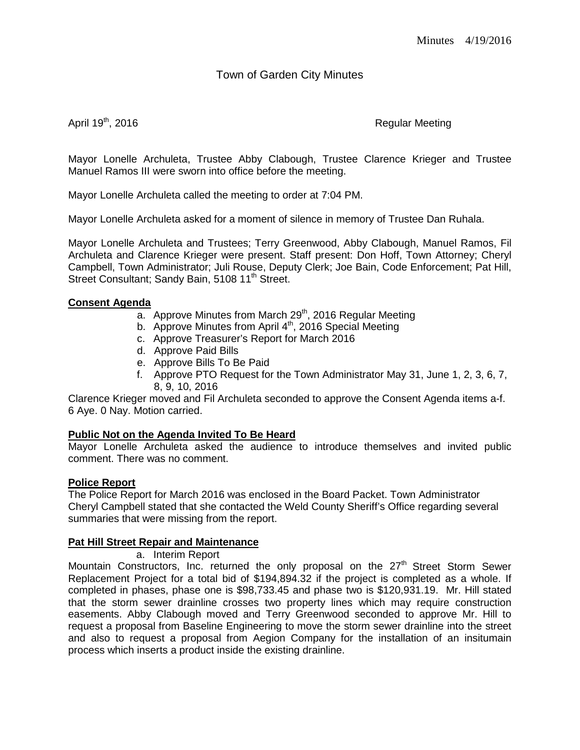Minutes 4/19/2016

# Town of Garden City Minutes

April 19th, 2016 Regular Meeting

Mayor Lonelle Archuleta, Trustee Abby Clabough, Trustee Clarence Krieger and Trustee Manuel Ramos III were sworn into office before the meeting.

Mayor Lonelle Archuleta called the meeting to order at 7:04 PM.

Mayor Lonelle Archuleta asked for a moment of silence in memory of Trustee Dan Ruhala.

Mayor Lonelle Archuleta and Trustees; Terry Greenwood, Abby Clabough, Manuel Ramos, Fil Archuleta and Clarence Krieger were present. Staff present: Don Hoff, Town Attorney; Cheryl Campbell, Town Administrator; Juli Rouse, Deputy Clerk; Joe Bain, Code Enforcement; Pat Hill, Street Consultant; Sandy Bain, 5108 11th Street.

**Consent Agenda**

a. Approve Minutes from March 29th, 2016 Regular Meeting
b. Approve Minutes from April 4th, 2016 Special Meeting
c. Approve Treasurer's Report for March 2016
d. Approve Paid Bills
e. Approve Bills To Be Paid
f. Approve PTO Request for the Town Administrator May 31, June 1, 2, 3, 6, 7, 8, 9, 10, 2016

Clarence Krieger moved and Fil Archuleta seconded to approve the Consent Agenda items a-f. 6 Aye. 0 Nay. Motion carried.

**Public Not on the Agenda Invited To Be Heard**

Mayor Lonelle Archuleta asked the audience to introduce themselves and invited public comment. There was no comment.

**Police Report**

The Police Report for March 2016 was enclosed in the Board Packet. Town Administrator Cheryl Campbell stated that she contacted the Weld County Sheriff's Office regarding several summaries that were missing from the report.

**Pat Hill Street Repair and Maintenance**

a. Interim Report

Mountain Constructors, Inc. returned the only proposal on the 27th Street Storm Sewer Replacement Project for a total bid of $194,894.32 if the project is completed as a whole. If completed in phases, phase one is $98,733.45 and phase two is $120,931.19. Mr. Hill stated that the storm sewer drainline crosses two property lines which may require construction easements. Abby Clabough moved and Terry Greenwood seconded to approve Mr. Hill to request a proposal from Baseline Engineering to move the storm sewer drainline into the street and also to request a proposal from Aegion Company for the installation of an insitumain process which inserts a product inside the existing drainline.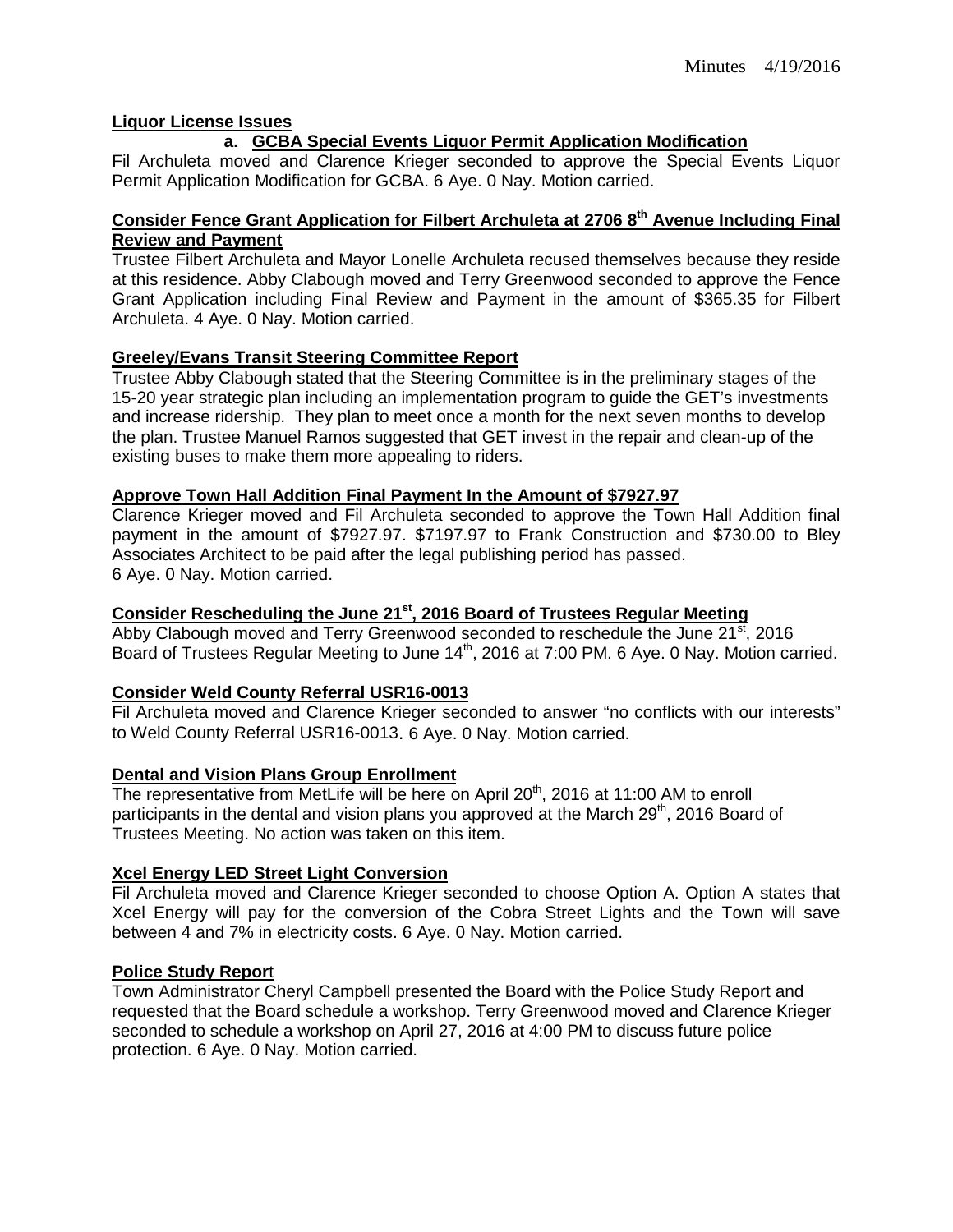**Liquor License Issues**

**a. GCBA Special Events Liquor Permit Application Modification**

Fil Archuleta moved and Clarence Krieger seconded to approve the Special Events Liquor Permit Application Modification for GCBA. 6 Aye. 0 Nay. Motion carried.

**Consider Fence Grant Application for Filbert Archuleta at 2706 8th Avenue Including Final Review and Payment**

Trustee Filbert Archuleta and Mayor Lonelle Archuleta recused themselves because they reside at this residence. Abby Clabough moved and Terry Greenwood seconded to approve the Fence Grant Application including Final Review and Payment in the amount of $365.35 for Filbert Archuleta. 4 Aye. 0 Nay. Motion carried.

**Greeley/Evans Transit Steering Committee Report**

Trustee Abby Clabough stated that the Steering Committee is in the preliminary stages of the 15-20 year strategic plan including an implementation program to guide the GET's investments and increase ridership. They plan to meet once a month for the next seven months to develop the plan. Trustee Manuel Ramos suggested that GET invest in the repair and clean-up of the existing buses to make them more appealing to riders.

**Approve Town Hall Addition Final Payment In the Amount of $7927.97**

Clarence Krieger moved and Fil Archuleta seconded to approve the Town Hall Addition final payment in the amount of $7927.97. $7197.97 to Frank Construction and $730.00 to Bley Associates Architect to be paid after the legal publishing period has passed.
6 Aye. 0 Nay. Motion carried.

**Consider Rescheduling the June 21st, 2016 Board of Trustees Regular Meeting**

Abby Clabough moved and Terry Greenwood seconded to reschedule the June 21st, 2016 Board of Trustees Regular Meeting to June 14th, 2016 at 7:00 PM. 6 Aye. 0 Nay. Motion carried.

**Consider Weld County Referral USR16-0013**

Fil Archuleta moved and Clarence Krieger seconded to answer "no conflicts with our interests" to Weld County Referral USR16-0013. 6 Aye. 0 Nay. Motion carried.

**Dental and Vision Plans Group Enrollment**

The representative from MetLife will be here on April 20th, 2016 at 11:00 AM to enroll participants in the dental and vision plans you approved at the March 29th, 2016 Board of Trustees Meeting. No action was taken on this item.

**Xcel Energy LED Street Light Conversion**

Fil Archuleta moved and Clarence Krieger seconded to choose Option A. Option A states that Xcel Energy will pay for the conversion of the Cobra Street Lights and the Town will save between 4 and 7% in electricity costs. 6 Aye. 0 Nay. Motion carried.

**Police Study Report**

Town Administrator Cheryl Campbell presented the Board with the Police Study Report and requested that the Board schedule a workshop. Terry Greenwood moved and Clarence Krieger seconded to schedule a workshop on April 27, 2016 at 4:00 PM to discuss future police protection. 6 Aye. 0 Nay. Motion carried.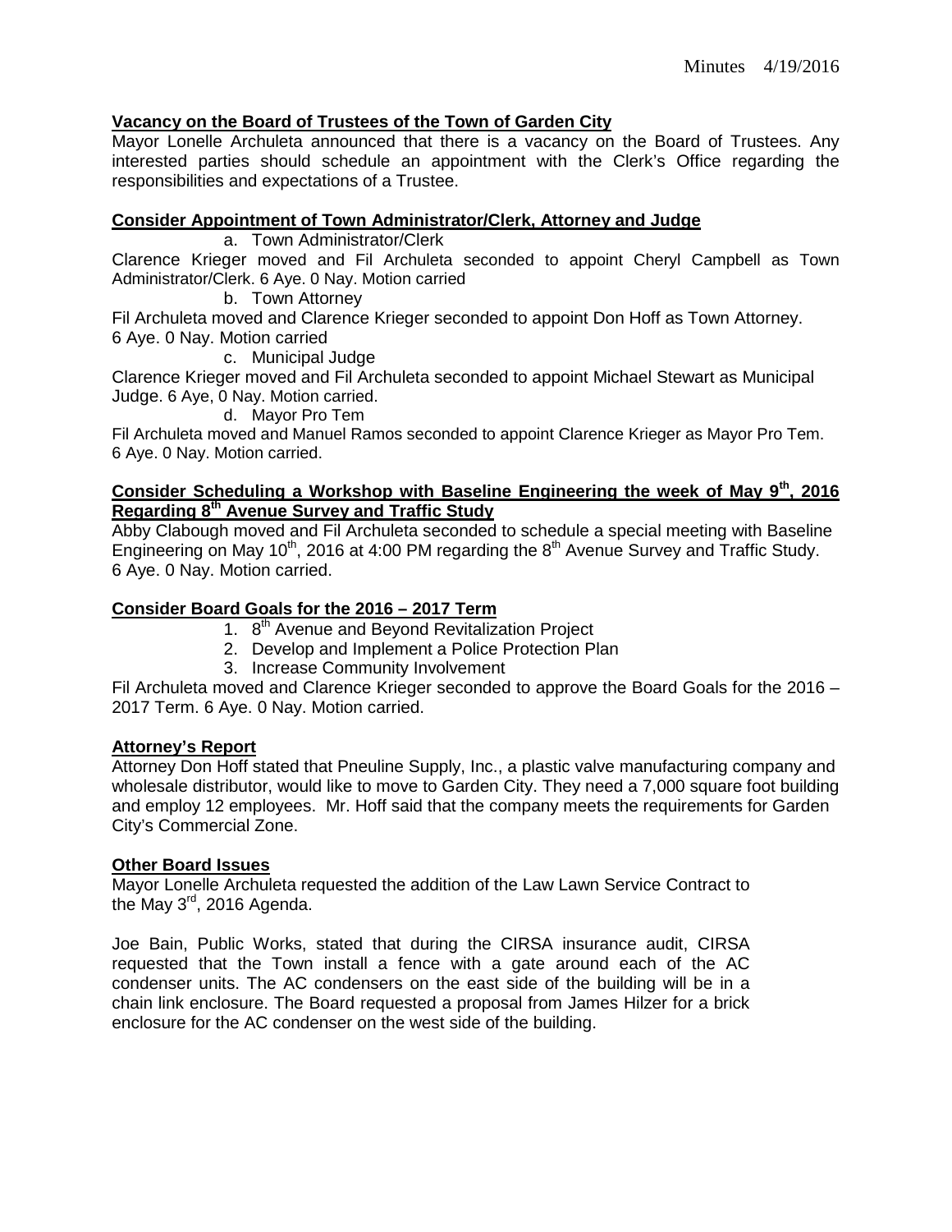**Vacancy on the Board of Trustees of the Town of Garden City**

Mayor Lonelle Archuleta announced that there is a vacancy on the Board of Trustees. Any interested parties should schedule an appointment with the Clerk's Office regarding the responsibilities and expectations of a Trustee.

**Consider Appointment of Town Administrator/Clerk, Attorney and Judge**

a. Town Administrator/Clerk

Clarence Krieger moved and Fil Archuleta seconded to appoint Cheryl Campbell as Town Administrator/Clerk. 6 Aye. 0 Nay. Motion carried

b. Town Attorney

Fil Archuleta moved and Clarence Krieger seconded to appoint Don Hoff as Town Attorney. 6 Aye. 0 Nay. Motion carried

c. Municipal Judge

Clarence Krieger moved and Fil Archuleta seconded to appoint Michael Stewart as Municipal Judge. 6 Aye, 0 Nay. Motion carried.

d. Mayor Pro Tem

Fil Archuleta moved and Manuel Ramos seconded to appoint Clarence Krieger as Mayor Pro Tem. 6 Aye. 0 Nay. Motion carried.

**Consider Scheduling a Workshop with Baseline Engineering the week of May 9th, 2016 Regarding 8th Avenue Survey and Traffic Study**

Abby Clabough moved and Fil Archuleta seconded to schedule a special meeting with Baseline Engineering on May 10th, 2016 at 4:00 PM regarding the 8th Avenue Survey and Traffic Study. 6 Aye. 0 Nay. Motion carried.

**Consider Board Goals for the 2016 – 2017 Term**

1. 8th Avenue and Beyond Revitalization Project
2. Develop and Implement a Police Protection Plan
3. Increase Community Involvement

Fil Archuleta moved and Clarence Krieger seconded to approve the Board Goals for the 2016 – 2017 Term. 6 Aye. 0 Nay. Motion carried.

**Attorney's Report**

Attorney Don Hoff stated that Pneuline Supply, Inc., a plastic valve manufacturing company and wholesale distributor, would like to move to Garden City. They need a 7,000 square foot building and employ 12 employees. Mr. Hoff said that the company meets the requirements for Garden City's Commercial Zone.

**Other Board Issues**

Mayor Lonelle Archuleta requested the addition of the Law Lawn Service Contract to the May 3rd, 2016 Agenda.

Joe Bain, Public Works, stated that during the CIRSA insurance audit, CIRSA requested that the Town install a fence with a gate around each of the AC condenser units. The AC condensers on the east side of the building will be in a chain link enclosure. The Board requested a proposal from James Hilzer for a brick enclosure for the AC condenser on the west side of the building.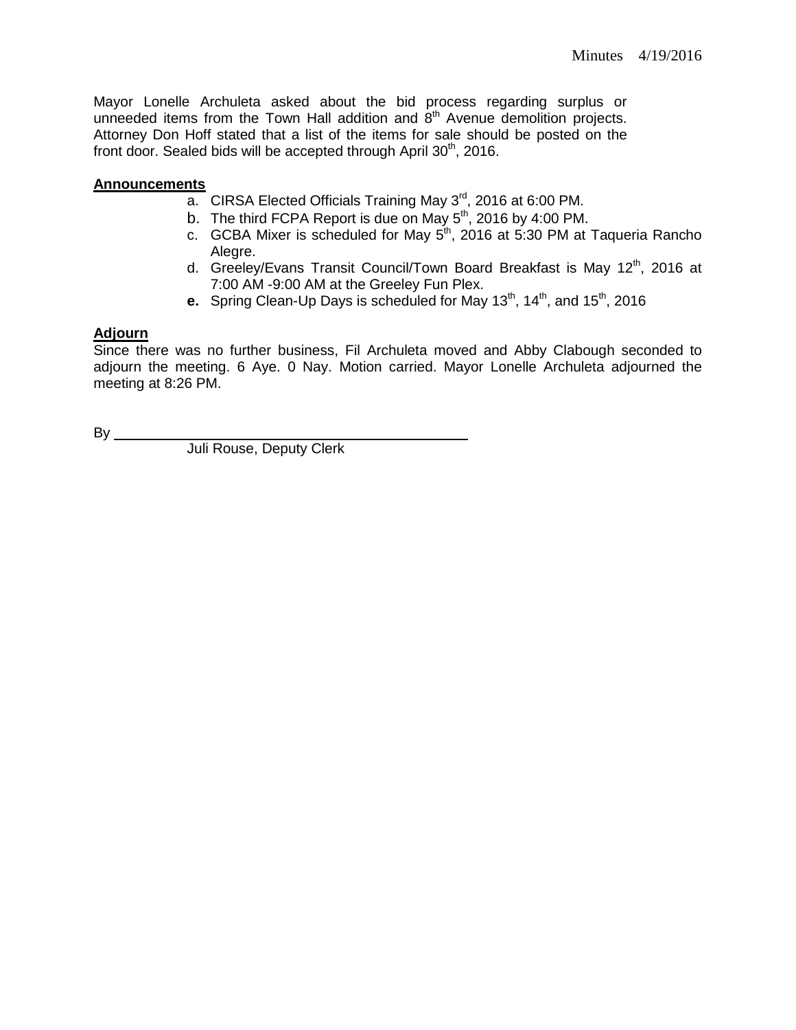Mayor Lonelle Archuleta asked about the bid process regarding surplus or unneeded items from the Town Hall addition and 8th Avenue demolition projects. Attorney Don Hoff stated that a list of the items for sale should be posted on the front door. Sealed bids will be accepted through April 30th, 2016.

**Announcements**

a. CIRSA Elected Officials Training May 3rd, 2016 at 6:00 PM.
b. The third FCPA Report is due on May 5th, 2016 by 4:00 PM.
c. GCBA Mixer is scheduled for May 5th, 2016 at 5:30 PM at Taqueria Rancho Alegre.
d. Greeley/Evans Transit Council/Town Board Breakfast is May 12th, 2016 at 7:00 AM -9:00 AM at the Greeley Fun Plex.
**e.** Spring Clean-Up Days is scheduled for May 13th, 14th, and 15th, 2016

**Adjourn**

Since there was no further business, Fil Archuleta moved and Abby Clabough seconded to adjourn the meeting. 6 Aye. 0 Nay. Motion carried. Mayor Lonelle Archuleta adjourned the meeting at 8:26 PM.

By ______________________________________________

Juli Rouse, Deputy Clerk